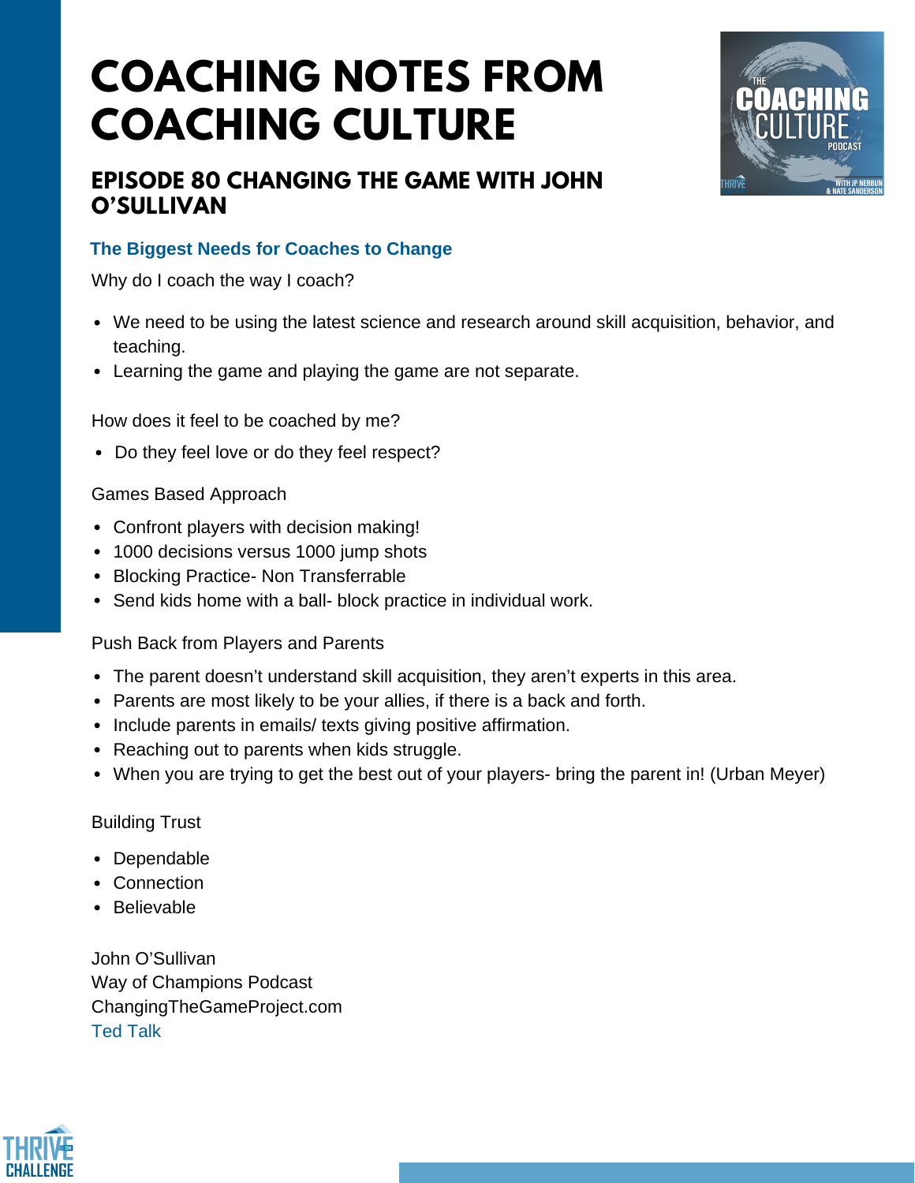# COACHING NOTES FROM COACHING CULTURE

## EPISODE 80 CHANGING THE GAME WITH JOHN O'SULLIVAN

### The Biggest Needs for Coaches to Change

Why do I coach the way I coach?

- We need to be using the latest science and research around skill acquisition, behavior, and teaching.
- Learning the game and playing the game are not separate.

How does it feel to be coached by me?

- Do they feel love or do they feel respect?

Games Based Approach

- Confront players with decision making!
- 1000 decisions versus 1000 jump shots
- Blocking Practice- Non Transferrable
- Send kids home with a ball- block practice in individual work.

Push Back from Players and Parents

- The parent doesn't understand skill acquisition, they aren't experts in this area.
- Parents are most likely to be your allies, if there is a back and forth.
- Include parents in emails/ texts giving positive affirmation.
- Reaching out to parents when kids struggle.
- When you are trying to get the best out of your players- bring the parent in! (Urban Meyer)

Building Trust

- Dependable
- Connection
- Believable

John O'Sullivan
Way of Champions Podcast
ChangingTheGameProject.com
Ted Talk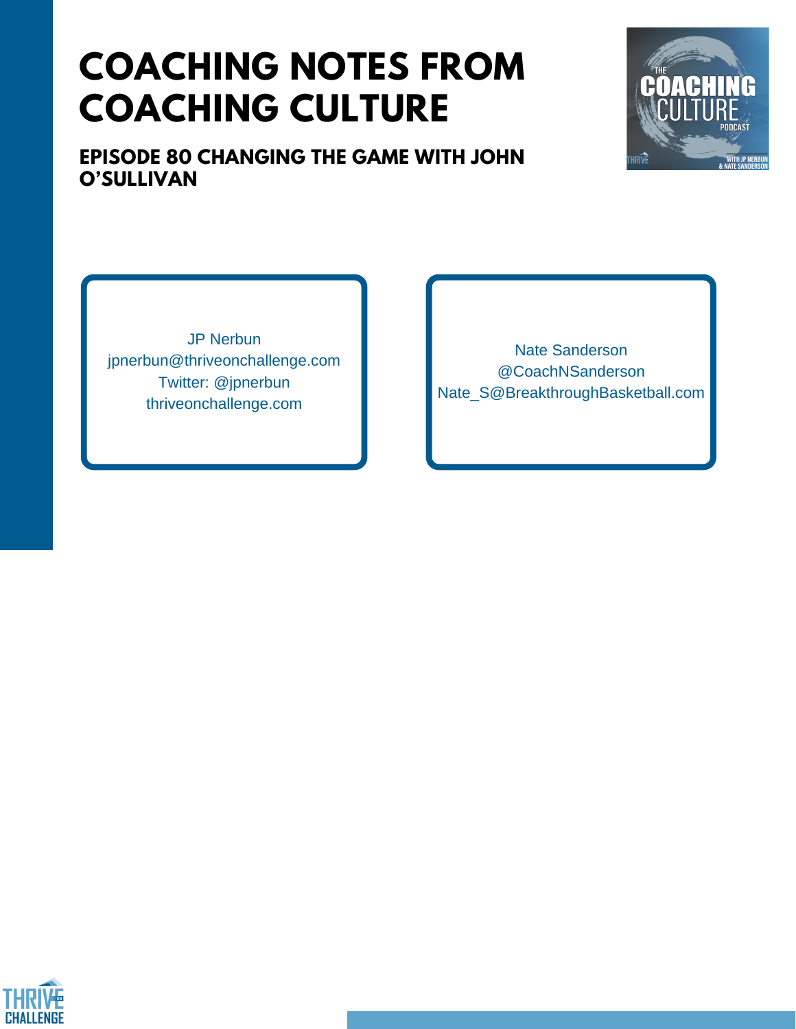# COACHING NOTES FROM COACHING CULTURE

## EPISODE 80 CHANGING THE GAME WITH JOHN O'SULLIVAN

JP Nerbun
jpnerbun@thriveonchallenge.com
Twitter: @jpnerbun
thriveonchallenge.com

Nate Sanderson
@CoachNSanderson
Nate_S@BreakthroughBasketball.com